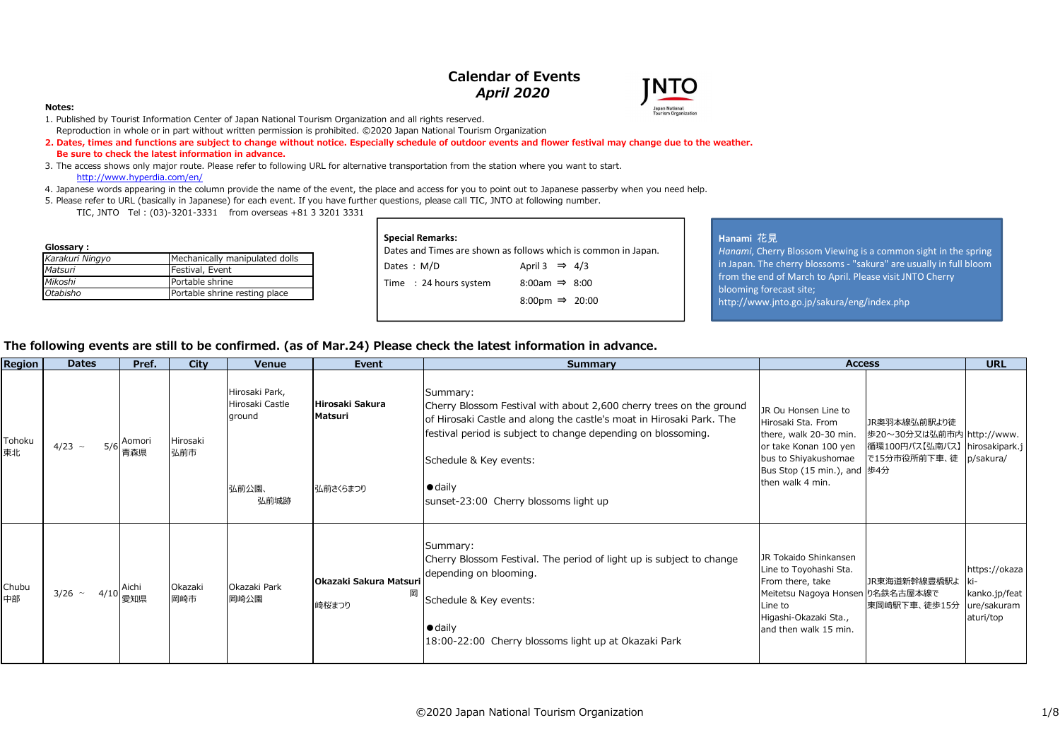# Calendar of Events
## *April 2020*

**Notes:**

1. Published by Tourist Information Center of Japan National Tourism Organization and all rights reserved.
   Reproduction in whole or in part without written permission is prohibited. ©2020 Japan National Tourism Organization
2. **Dates, times and functions are subject to change without notice. Especially schedule of outdoor events and flower festival may change due to the weather. Be sure to check the latest information in advance.**
3. The access shows only major route. Please refer to following URL for alternative transportation from the station where you want to start.
   http://www.hyperdia.com/en/
4. Japanese words appearing in the column provide the name of the event, the place and access for you to point out to Japanese passerby when you need help.
5. Please refer to URL (basically in Japanese) for each event. If you have further questions, please call TIC, JNTO at following number.
   TIC, JNTO Tel : (03)-3201-3331 from overseas +81 3 3201 3331

**Glossary :**

| | |
|---|---|
| *Karakuri Ningyo* | Mechanically manipulated dolls |
| *Matsuri* | Festival, Event |
| *Mikoshi* | Portable shrine |
| *Otabisho* | Portable shrine resting place |

**Special Remarks:**
Dates and Times are shown as follows which is common in Japan.

Dates : M/D — April 3 ⇒ 4/3
Time : 24 hours system — 8:00am ⇒ 8:00, 8:00pm ⇒ 20:00

**Hanami 花見**
*Hanami*, Cherry Blossom Viewing is a common sight in the spring in Japan. The cherry blossoms - "sakura" are usually in full bloom from the end of March to April. Please visit JNTO Cherry blooming forecast site;
http://www.jnto.go.jp/sakura/eng/index.php

**The following events are still to be confirmed. (as of Mar.24) Please check the latest information in advance.**

| Region | Dates | Pref. | City | Venue | Event | Summary | Access | | URL |
|---|---|---|---|---|---|---|---|---|---|
| Tohoku 東北 | 4/23 ~ 5/6 | Aomori 青森県 | Hirosaki 弘前市 | Hirosaki Park, Hirosaki Castle ground<br>弘前公園、弘前城跡 | **Hirosaki Sakura Matsuri**<br>弘前さくらまつり | Summary:<br>Cherry Blossom Festival with about 2,600 cherry trees on the ground of Hirosaki Castle and along the castle's moat in Hirosaki Park. The festival period is subject to change depending on blossoming.<br>Schedule & Key events:<br>●daily<br>sunset-23:00 Cherry blossoms light up | JR Ou Honsen Line to Hirosaki Sta. From there, walk 20-30 min. or take Konan 100 yen bus to Shiyakushomae Bus Stop (15 min.), and then walk 4 min. | JR奥羽本線弘前駅より徒歩20～30分又は弘前市内循環100円バス【弘南バス】で15分市役所前下車、徒歩4分 | http://www.hirosakipark.jp/sakura/ |
| Chubu 中部 | 3/26 ~ 4/10 | Aichi 愛知県 | Okazaki 岡崎市 | Okazaki Park<br>岡崎公園 | **Okazaki Sakura Matsuri**<br>岡崎桜まつり | Summary:<br>Cherry Blossom Festival. The period of light up is subject to change depending on blooming.<br>Schedule & Key events:<br>●daily<br>18:00-22:00 Cherry blossoms light up at Okazaki Park | JR Tokaido Shinkansen Line to Toyohashi Sta. From there, take Meitetsu Nagoya Honsen Line to Higashi-Okazaki Sta., and then walk 15 min. | JR東海道新幹線豊橋駅より名鉄名古屋本線で東岡崎駅下車、徒歩15分 | https://okazaki-kanko.jp/feature/sakuramaturi/top |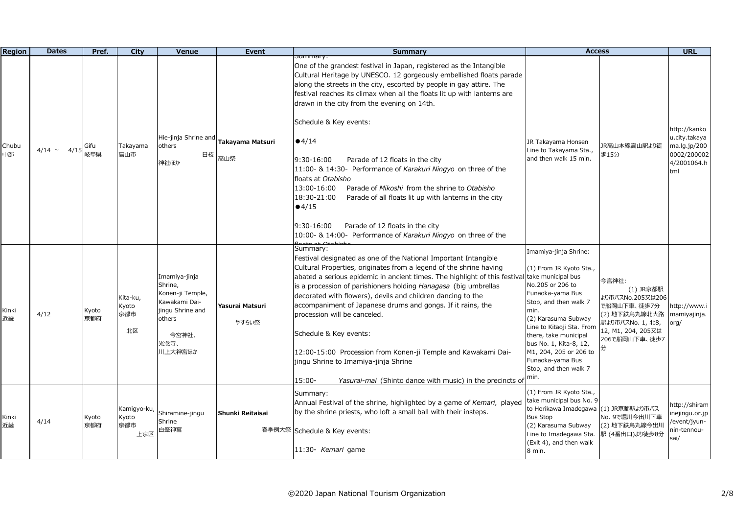| Region | Dates | Pref. | City | Venue | Event | Summary | Access | | URL |
|---|---|---|---|---|---|---|---|---|---|
| Chubu 中部 | 4/14 ～ 4/15 | Gifu 岐阜県 | Takayama 高山市 | Hie-jinja Shrine and others 日枝神社ほか | **Takayama Matsuri** 高山祭 | Summary: One of the grandest festival in Japan, registered as the Intangible Cultural Heritage by UNESCO. 12 gorgeously embellished floats parade along the streets in the city, escorted by people in gay attire. The festival reaches its climax when all the floats lit up with lanterns are drawn in the city from the evening on 14th. Schedule & Key events: ●4/14 9:30-16:00 Parade of 12 floats in the city 11:00- & 14:30- Performance of *Karakuri Ningyo* on three of the floats at *Otabisho* 13:00-16:00 Parade of *Mikoshi* from the shrine to *Otabisho* 18:30-21:00 Parade of all floats lit up with lanterns in the city ●4/15 9:30-16:00 Parade of 12 floats in the city 10:00- & 14:00- Performance of *Karakuri Ningyo* on three of the floats at *Otabisho* | JR Takayama Honsen Line to Takayama Sta., and then walk 15 min. | JR高山本線高山駅より徒歩15分 | http://kankou.city.takayama.lg.jp/2000002/2000024/2001064.html |
| Kinki 近畿 | 4/12 | Kyoto 京都府 | Kita-ku, Kyoto 京都市 北区 | Imamiya-jinja Shrine, Konen-ji Temple, Kawakami Dai-jingu Shrine and others 今宮神社、光念寺、川上大神宮ほか | **Yasurai Matsuri** やすらい祭 | Summary: Festival designated as one of the National Important Intangible Cultural Properties, originates from a legend of the shrine having abated a serious epidemic in ancient times. The highlight of this festival is a procession of parishioners holding *Hanagasa* (big umbrellas decorated with flowers), devils and children dancing to the accompaniment of Japanese drums and gongs. If it rains, the procession will be canceled. Schedule & Key events: 12:00-15:00 Procession from Konen-ji Temple and Kawakami Dai-jingu Shrine to Imamiya-jinja Shrine 15:00- *Yasurai-mai* (Shinto dance with music) in the precincts of | Imamiya-jinja Shrine: (1) From JR Kyoto Sta., take municipal bus No.205 or 206 to Funaoka-yama Bus Stop, and then walk 7 min. (2) Karasuma Subway Line to Kitaoji Sta. From there, take municipal bus No. 1, Kita-8, 12, M1, 204, 205 or 206 to Funaoka-yama Bus Stop, and then walk 7 min. | 今宮神社: (1) JR京都駅より市バスNo.205又は206で船岡山下車、徒歩7分 (2) 地下鉄烏丸線北大路駅より市バスNo. 1, 北8, 12, M1, 204, 205又は206で船岡山下車、徒歩7分 | http://www.imamiyajinja.org/ |
| Kinki 近畿 | 4/14 | Kyoto 京都府 | Kamigyo-ku, Kyoto 京都市 上京区 | Shiramine-jingu Shrine 白峯神宮 | **Shunki Reitaisai** 春季例大祭 | Summary: Annual Festival of the shrine, highlighted by a game of *Kemari,* played by the shrine priests, who loft a small ball with their insteps. Schedule & Key events: 11:30- *Kemari* game | (1) From JR Kyoto Sta., take municipal bus No. 9 to Horikawa Imadegawa Bus Stop (2) Karasuma Subway Line to Imadegawa Sta. (Exit 4), and then walk 8 min. | (1) JR京都駅より市バスNo. 9で堀川今出川下車 (2) 地下鉄烏丸線今出川駅 (4番出口)より徒歩8分 | http://shiraminejingu.or.jp/event/jyun-nin-tennou-sai/ |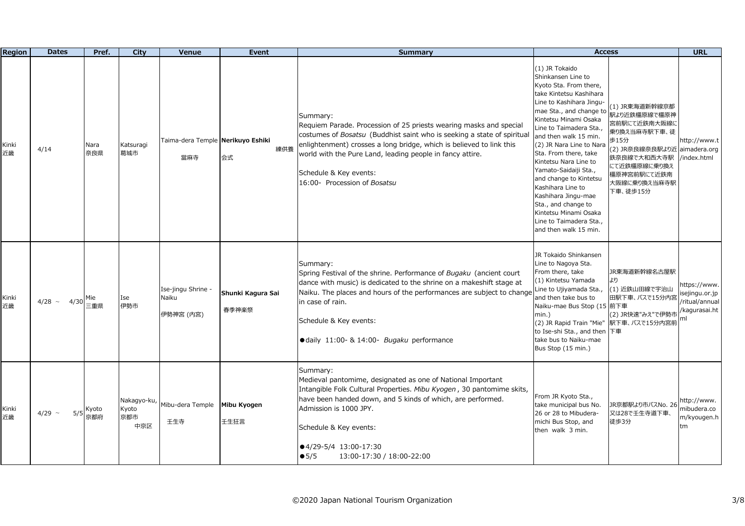| Region | Dates | Pref. | City | Venue | Event | Summary | Access | | URL |
|---|---|---|---|---|---|---|---|---|---|
| Kinki 近畿 | 4/14 | Nara 奈良県 | Katsuragi 葛城市 | Taima-dera Temple 當麻寺 | **Nerikuyo Eshiki** 練供養会式 | Summary:<br>Requiem Parade. Procession of 25 priests wearing masks and special costumes of *Bosatsu* (Buddhist saint who is seeking a state of spiritual enlightenment) crosses a long bridge, which is believed to link this world with the Pure Land, leading people in fancy attire.<br><br>Schedule & Key events:<br>16:00- Procession of *Bosatsu* | (1) JR Tokaido Shinkansen Line to Kyoto Sta. From there, take Kintetsu Kashihara Line to Kashihara Jingu-mae Sta., and change to Kintetsu Minami Osaka Line to Taimadera Sta., and then walk 15 min.<br>(2) JR Nara Line to Nara Sta. From there, take Kintetsu Nara Line to Yamato-Saidaiji Sta., and change to Kintetsu Kashihara Line to Kashihara Jingu-mae Sta., and change to Kintetsu Minami Osaka Line to Taimadera Sta., and then walk 15 min. | (1) JR東海道新幹線京都駅より近鉄橿原線で橿原神宮前駅にて近鉄南大阪線に乗り換え当麻寺駅下車、徒歩15分<br>(2) JR奈良線奈良駅より近鉄奈良線で大和西大寺駅にて近鉄橿原線に乗り換え橿原神宮前駅にて近鉄南大阪線に乗り換え当麻寺駅下車、徒歩15分 | http://www.taimadera.org/index.html |
| Kinki 近畿 | 4/28 ~ 4/30 | Mie 三重県 | Ise 伊勢市 | Ise-jingu Shrine - Naiku 伊勢神宮 (内宮) | **Shunki Kagura Sai** 春季神楽祭 | Summary:<br>Spring Festival of the shrine. Performance of *Bugaku* (ancient court dance with music) is dedicated to the shrine on a makeshift stage at Naiku. The places and hours of the performances are subject to change in case of rain.<br><br>Schedule & Key events:<br>●daily 11:00- & 14:00- *Bugaku* performance | JR Tokaido Shinkansen Line to Nagoya Sta. From there, take<br>(1) Kintetsu Yamada Line to Ujiyamada Sta., and then take bus to Naiku-mae Bus Stop (15 min.)<br>(2) JR Rapid Train "Mie" to Ise-shi Sta., and then take bus to Naiku-mae Bus Stop (15 min.) | JR東海道新幹線名古屋駅より<br>(1) 近鉄山田線で宇治山田駅下車、バスで15分内宮前下車<br>(2) JR快速"みえ"で伊勢市駅下車、バスで15分内宮前下車 | https://www.isejingu.or.jp/ritual/annual/kagurasai.html |
| Kinki 近畿 | 4/29 ~ 5/5 | Kyoto 京都府 | Nakagyo-ku, Kyoto 京都市中京区 | Mibu-dera Temple 壬生寺 | **Mibu Kyogen** 壬生狂言 | Summary:<br>Medieval pantomime, designated as one of National Important Intangible Folk Cultural Properties. *Mibu Kyogen* , 30 pantomime skits, have been handed down, and 5 kinds of which, are performed. Admission is 1000 JPY.<br><br>Schedule & Key events:<br>●4/29-5/4 13:00-17:30<br>●5/5 13:00-17:30 / 18:00-22:00 | From JR Kyoto Sta., take municipal bus No. 26 or 28 to Mibudera-michi Bus Stop, and then walk 3 min. | JR京都駅より市バスNo. 26又は28で壬生寺道下車、徒歩3分 | http://www.mibudera.com/kyougen.htm |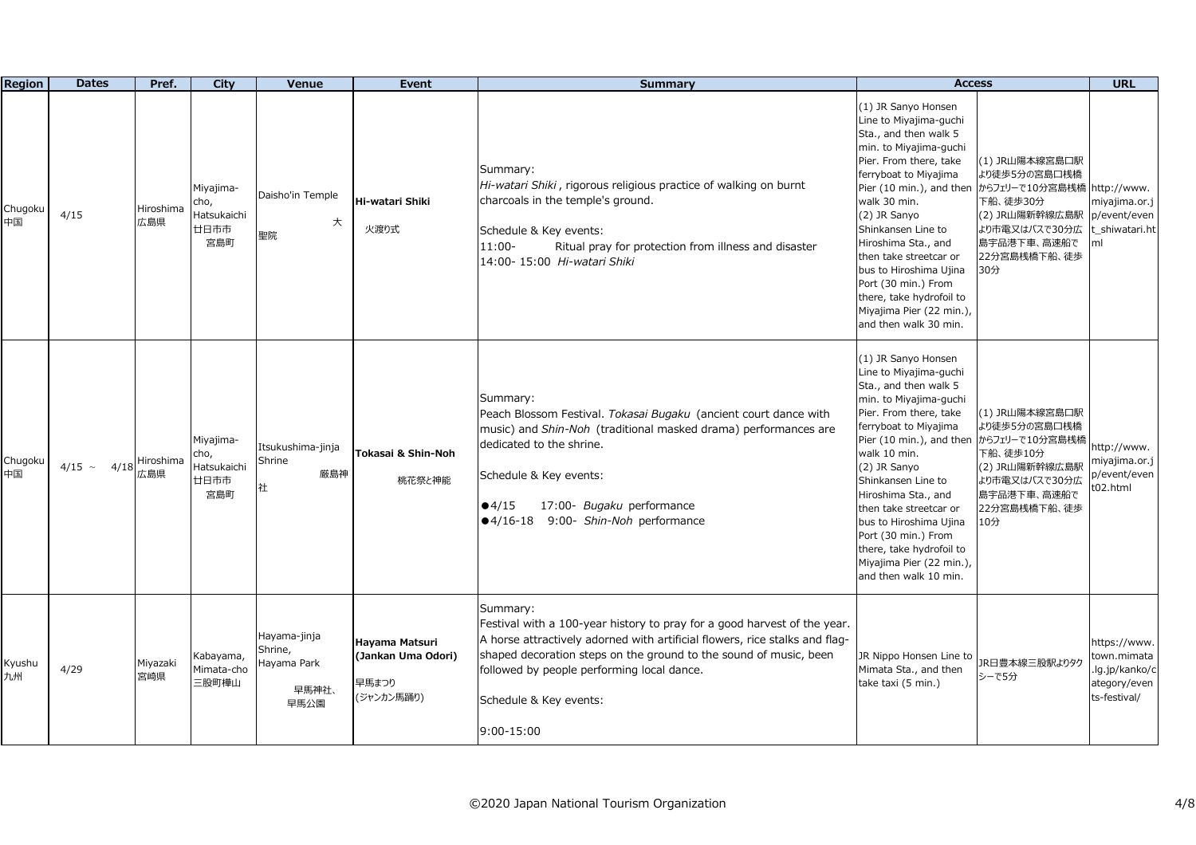| Region | Dates | Pref. | City | Venue | Event | Summary | Access | | URL |
|---|---|---|---|---|---|---|---|---|---|
| Chugoku 中国 | 4/15 | Hiroshima 広島県 | Miyajima-cho, Hatsukaichi 廿日市市 宮島町 | Daisho'in Temple 大聖院 | **Hi-watari Shiki** 火渡り式 | Summary:<br>*Hi-watari Shiki* , rigorous religious practice of walking on burnt charcoals in the temple's ground.<br><br>Schedule & Key events:<br>11:00- Ritual pray for protection from illness and disaster<br>14:00- 15:00 *Hi-watari Shiki* | (1) JR Sanyo Honsen Line to Miyajima-guchi Sta., and then walk 5 min. to Miyajima-guchi Pier. From there, take ferryboat to Miyajima Pier (10 min.), and then walk 30 min.<br>(2) JR Sanyo Shinkansen Line to Hiroshima Sta., and then take streetcar or bus to Hiroshima Ujina Port (30 min.) From there, take hydrofoil to Miyajima Pier (22 min.), and then walk 30 min. | (1) JR山陽本線宮島口駅より徒歩5分の宮島口桟橋からフェリーで10分宮島桟橋下船、徒歩30分<br>(2) JR山陽新幹線広島駅より市電又はバスで30分広島宇品港下車、高速船で22分宮島桟橋下船、徒歩30分 | http://www.miyajima.or.jp/event/event_shiwatari.html |
| Chugoku 中国 | 4/15 ~ 4/18 | Hiroshima 広島県 | Miyajima-cho, Hatsukaichi 廿日市市 宮島町 | Itsukushima-jinja Shrine 厳島神社 | **Tokasai & Shin-Noh** 桃花祭と神能 | Summary:<br>Peach Blossom Festival. *Tokasai Bugaku* (ancient court dance with music) and *Shin-Noh* (traditional masked drama) performances are dedicated to the shrine.<br><br>Schedule & Key events:<br><br>●4/15 17:00- *Bugaku* performance<br>●4/16-18 9:00- *Shin-Noh* performance | (1) JR Sanyo Honsen Line to Miyajima-guchi Sta., and then walk 5 min. to Miyajima-guchi Pier. From there, take ferryboat to Miyajima Pier (10 min.), and then walk 10 min.<br>(2) JR Sanyo Shinkansen Line to Hiroshima Sta., and then take streetcar or bus to Hiroshima Ujina Port (30 min.) From there, take hydrofoil to Miyajima Pier (22 min.), and then walk 10 min. | (1) JR山陽本線宮島口駅より徒歩5分の宮島口桟橋からフェリーで10分宮島桟橋下船、徒歩10分<br>(2) JR山陽新幹線広島駅より市電又はバスで30分広島宇品港下車、高速船で22分宮島桟橋下船、徒歩10分 | http://www.miyajima.or.jp/event/event02.html |
| Kyushu 九州 | 4/29 | Miyazaki 宮崎県 | Kabayama, Mimata-cho 三股町樺山 | Hayama-jinja Shrine, Hayama Park 早馬神社、早馬公園 | **Hayama Matsuri (Jankan Uma Odori)** 早馬まつり (ジャンカン馬踊り) | Summary:<br>Festival with a 100-year history to pray for a good harvest of the year. A horse attractively adorned with artificial flowers, rice stalks and flag-shaped decoration steps on the ground to the sound of music, been followed by people performing local dance.<br><br>Schedule & Key events:<br><br>9:00-15:00 | JR Nippo Honsen Line to Mimata Sta., and then take taxi (5 min.) | JR日豊本線三股駅よりタクシーで5分 | https://www.town.mimata.lg.jp/kanko/category/events-festival/ |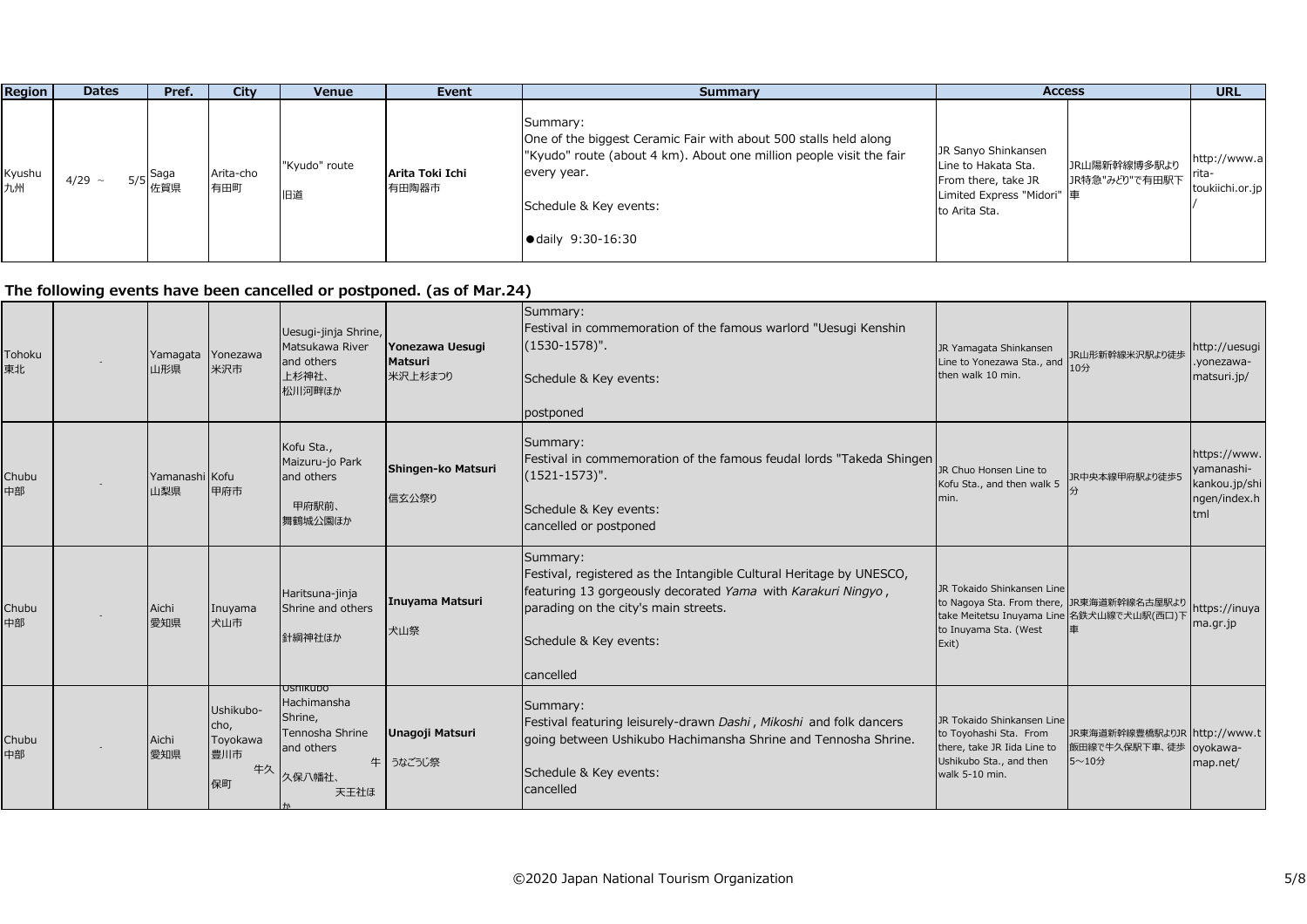| Region | Dates | Pref. | City | Venue | Event | Summary | Access | | URL |
|---|---|---|---|---|---|---|---|---|---|
| Kyushu 九州 | 4/29 ~ 5/5 | Saga 佐賀県 | Arita-cho 有田町 | "Kyudo" route 旧道 | **Arita Toki Ichi** 有田陶器市 | Summary: One of the biggest Ceramic Fair with about 500 stalls held along "Kyudo" route (about 4 km). About one million people visit the fair every year. Schedule & Key events: ●daily 9:30-16:30 | JR Sanyo Shinkansen Line to Hakata Sta. From there, take JR Limited Express "Midori" to Arita Sta. | JR山陽新幹線博多駅より JR特急"みどり"で有田駅下車 | http://www.arita-toukiichi.or.jp/ |

## The following events have been cancelled or postponed. (as of Mar.24)

| Region | Dates | Pref. | City | Venue | Event | Summary | Access | | URL |
|---|---|---|---|---|---|---|---|---|---|
| Tohoku 東北 | - | Yamagata 山形県 | Yonezawa 米沢市 | Uesugi-jinja Shrine, Matsukawa River and others 上杉神社、松川河畔ほか | **Yonezawa Uesugi Matsuri** 米沢上杉まつり | Summary: Festival in commemoration of the famous warlord "Uesugi Kenshin (1530-1578)". Schedule & Key events: postponed | JR Yamagata Shinkansen Line to Yonezawa Sta., and then walk 10 min. | JR山形新幹線米沢駅より徒歩10分 | http://uesugi.yonezawa-matsuri.jp/ |
| Chubu 中部 | - | Yamanashi 山梨県 | Kofu 甲府市 | Kofu Sta., Maizuru-jo Park and others 甲府駅前、舞鶴城公園ほか | **Shingen-ko Matsuri** 信玄公祭り | Summary: Festival in commemoration of the famous feudal lords "Takeda Shingen (1521-1573)". Schedule & Key events: cancelled or postponed | JR Chuo Honsen Line to Kofu Sta., and then walk 5 min. | JR中央本線甲府駅より徒歩5分 | https://www.yamanashi-kankou.jp/shingen/index.html |
| Chubu 中部 | - | Aichi 愛知県 | Inuyama 犬山市 | Haritsuna-jinja Shrine and others 針綱神社ほか | **Inuyama Matsuri** 犬山祭 | Summary: Festival, registered as the Intangible Cultural Heritage by UNESCO, featuring 13 gorgeously decorated *Yama* with *Karakuri Ningyo*, parading on the city's main streets. Schedule & Key events: cancelled | JR Tokaido Shinkansen Line to Nagoya Sta. From there, take Meitetsu Inuyama Line to Inuyama Sta. (West Exit) | JR東海道新幹線名古屋駅より名鉄犬山線で犬山駅(西口)下車 | https://inuyama.gr.jp |
| Chubu 中部 | - | Aichi 愛知県 | Ushikubo-cho, Toyokawa 豊川市牛久保町 | Ushikubo Hachimansha Shrine, Tennosha Shrine and others 牛久保八幡社、天王社ほか | **Unagoji Matsuri** うなごうじ祭 | Summary: Festival featuring leisurely-drawn *Dashi*, *Mikoshi* and folk dancers going between Ushikubo Hachimansha Shrine and Tennosha Shrine. Schedule & Key events: cancelled | JR Tokaido Shinkansen Line to Toyohashi Sta. From there, take JR Iida Line to Ushikubo Sta., and then walk 5-10 min. | JR東海道新幹線豊橋駅よりJR飯田線で牛久保駅下車、徒歩5～10分 | http://www.toyokawa-map.net/ |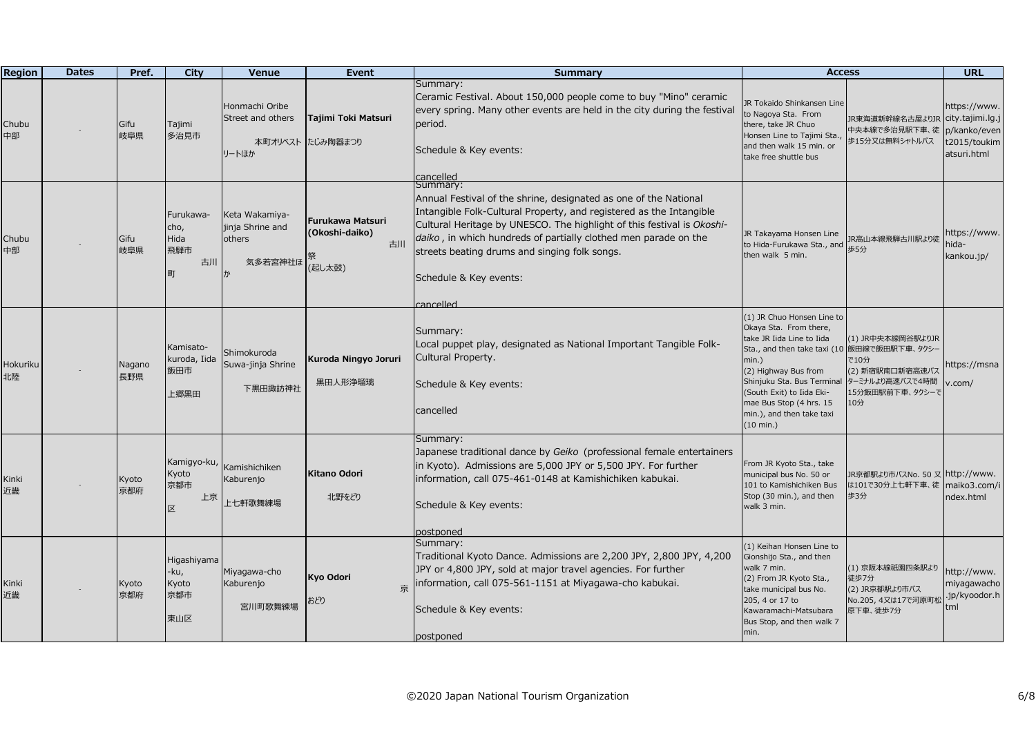| Region | Dates | Pref. | City | Venue | Event | Summary | Access | | URL |
|---|---|---|---|---|---|---|---|---|---|
| Chubu 中部 | - | Gifu 岐阜県 | Tajimi 多治見市 | Honmachi Oribe Street and others 本町オリベストリートほか | **Tajimi Toki Matsuri** たじみ陶器まつり | Summary: Ceramic Festival. About 150,000 people come to buy "Mino" ceramic every spring. Many other events are held in the city during the festival period. Schedule & Key events: cancelled | JR Tokaido Shinkansen Line to Nagoya Sta. From there, take JR Chuo Honsen Line to Tajimi Sta., and then walk 15 min. or take free shuttle bus | JR東海道新幹線名古屋よりJR中央本線で多治見駅下車、徒歩15分又は無料シャトルバス | https://www.city.tajimi.lg.jp/kanko/event2015/toukimatsuri.html |
| Chubu 中部 | - | Gifu 岐阜県 | Furukawa-cho, Hida 飛騨市古川町 | Keta Wakamiya-jinja Shrine and others 気多若宮神社ほか | **Furukawa Matsuri (Okoshi-daiko)** 古川祭(起し太鼓) | Summary: Annual Festival of the shrine, designated as one of the National Intangible Folk-Cultural Property, and registered as the Intangible Cultural Heritage by UNESCO. The highlight of this festival is *Okoshi-daiko*, in which hundreds of partially clothed men parade on the streets beating drums and singing folk songs. Schedule & Key events: cancelled | JR Takayama Honsen Line to Hida-Furukawa Sta., and then walk 5 min. | JR高山本線飛騨古川駅より徒歩5分 | https://www.hida-kankou.jp/ |
| Hokuriku 北陸 | - | Nagano 長野県 | Kamisato-kuroda, Iida 飯田市上郷黒田 | Shimokuroda Suwa-jinja Shrine 下黒田諏訪神社 | **Kuroda Ningyo Joruri** 黒田人形浄瑠璃 | Summary: Local puppet play, designated as National Important Tangible Folk-Cultural Property. Schedule & Key events: cancelled | (1) JR Chuo Honsen Line to Okaya Sta. From there, take JR Iida Line to Iida Sta., and then take taxi (10 min.) (2) Highway Bus from Shinjuku Sta. Bus Terminal (South Exit) to Iida Eki-mae Bus Stop (4 hrs. 15 min.), and then take taxi (10 min.) | (1) JR中央本線岡谷駅よりJR飯田線で飯田駅下車、タクシーで10分 (2) 新宿駅南口新宿高速バスターミナルより高速バスで4時間15分飯田駅前下車、タクシーで10分 | https://msnav.com/ |
| Kinki 近畿 | - | Kyoto 京都府 | Kamigyo-ku, Kyoto 京都市上京区 | Kamishichiken Kaburenjo 上七軒歌舞練場 | **Kitano Odori** 北野をどり | Summary: Japanese traditional dance by *Geiko* (professional female entertainers in Kyoto). Admissions are 5,000 JPY or 5,500 JPY. For further information, call 075-461-0148 at Kamishichiken kabukai. Schedule & Key events: postponed | From JR Kyoto Sta., take municipal bus No. 50 or 101 to Kamishichiken Bus Stop (30 min.), and then walk 3 min. | JR京都駅より市バスNo. 50 又は101で30分上七軒下車、徒歩3分 | http://www.maiko3.com/index.html |
| Kinki 近畿 | - | Kyoto 京都府 | Higashiyama-ku, Kyoto 京都市東山区 | Miyagawa-cho Kaburenjo 宮川町歌舞練場 | **Kyo Odori** 京おどり | Summary: Traditional Kyoto Dance. Admissions are 2,200 JPY, 2,800 JPY, 4,200 JPY or 4,800 JPY, sold at major travel agencies. For further information, call 075-561-1151 at Miyagawa-cho kabukai. Schedule & Key events: postponed | (1) Keihan Honsen Line to Gionshijo Sta., and then walk 7 min. (2) From JR Kyoto Sta., take municipal bus No. 205, 4 or 17 to Kawaramachi-Matsubara Bus Stop, and then walk 7 min. | (1) 京阪本線祇園四条駅より徒歩7分 (2) JR京都駅より市バスNo.205, 4又は17で河原町松原下車、徒歩7分 | http://www.miyagawacho.jp/kyoodor.html |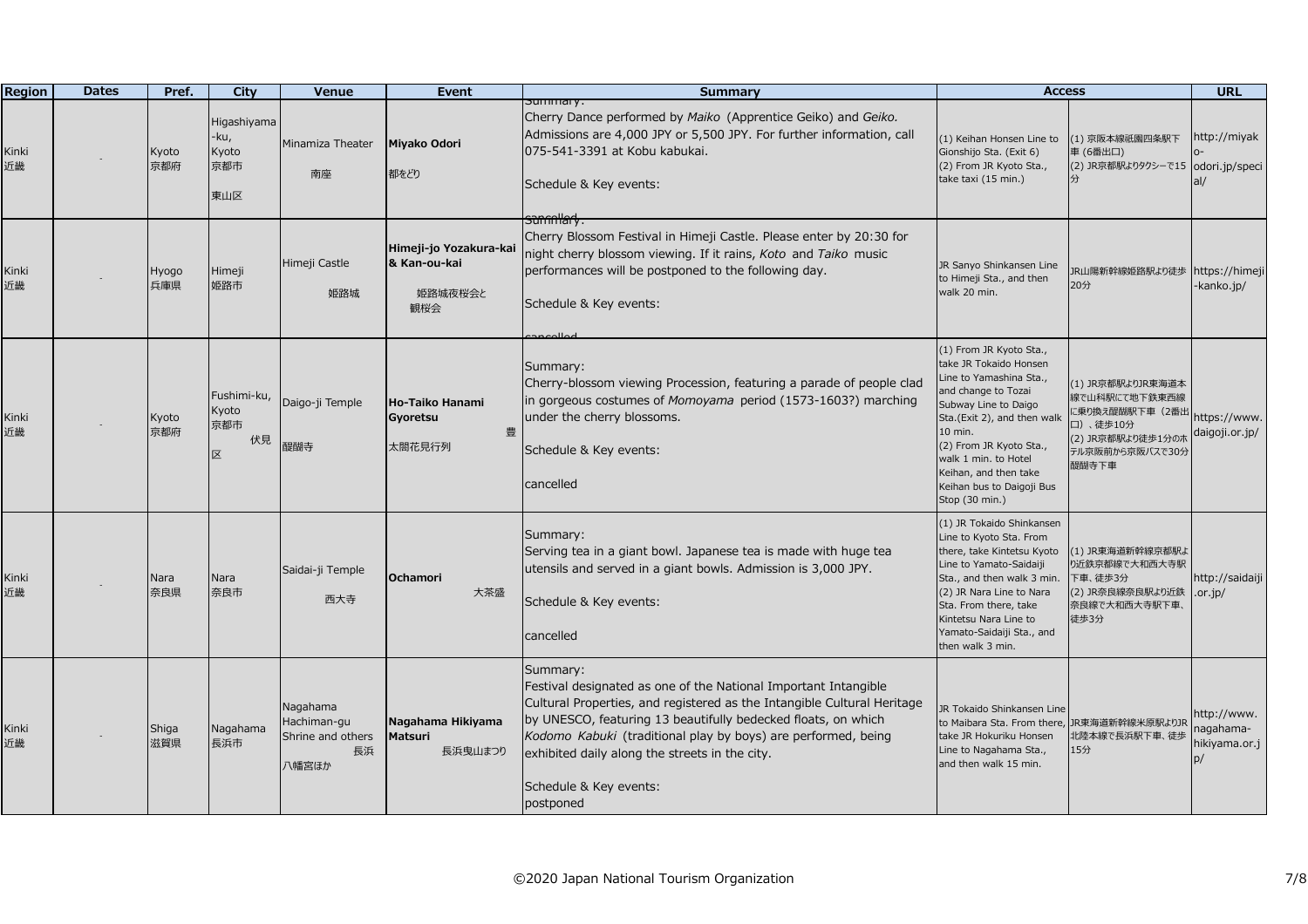| Region | Dates | Pref. | City | Venue | Event | Summary | Access | | URL |
|---|---|---|---|---|---|---|---|---|---|
| Kinki 近畿 | - | Kyoto 京都府 | Higashiyama-ku, Kyoto 京都市 東山区 | Minamiza Theater 南座 | **Miyako Odori** 都をどり | Summary: Cherry Dance performed by *Maiko* (Apprentice Geiko) and *Geiko.* Admissions are 4,000 JPY or 5,500 JPY. For further information, call 075-541-3391 at Kobu kabukai. Schedule & Key events: cancelled | (1) Keihan Honsen Line to Gionshijo Sta. (Exit 6) (2) From JR Kyoto Sta., take taxi (15 min.) | (1) 京阪本線祇園四条駅下車 (6番出口) (2) JR京都駅よりタクシーで15分 | http://miyako-odori.jp/special/ |
| Kinki 近畿 | - | Hyogo 兵庫県 | Himeji 姫路市 | Himeji Castle 姫路城 | **Himeji-jo Yozakura-kai & Kan-ou-kai** 姫路城夜桜会と観桜会 | Summary: Cherry Blossom Festival in Himeji Castle. Please enter by 20:30 for night cherry blossom viewing. If it rains, *Koto* and *Taiko* music performances will be postponed to the following day. Schedule & Key events: cancelled | JR Sanyo Shinkansen Line to Himeji Sta., and then walk 20 min. | JR山陽新幹線姫路駅より徒歩20分 | https://himeji-kanko.jp/ |
| Kinki 近畿 | - | Kyoto 京都府 | Fushimi-ku, Kyoto 京都市 伏見区 | Daigo-ji Temple 醍醐寺 | **Ho-Taiko Hanami Gyoretsu** 豊太閤花見行列 | Summary: Cherry-blossom viewing Procession, featuring a parade of people clad in gorgeous costumes of *Momoyama* period (1573-1603?) marching under the cherry blossoms. Schedule & Key events: cancelled | (1) From JR Kyoto Sta., take JR Tokaido Honsen Line to Yamashina Sta., and change to Tozai Subway Line to Daigo Sta.(Exit 2), and then walk 10 min. (2) From JR Kyoto Sta., walk 1 min. to Hotel Keihan, and then take Keihan bus to Daigoji Bus Stop (30 min.) | (1) JR京都駅よりJR東海道本線で山科駅にて地下鉄東西線に乗り換え醍醐駅下車（2番出口）、徒歩10分 (2) JR京都駅より徒歩1分のホテル京阪前から京阪バスで30分醍醐寺下車 | https://www.daigoji.or.jp/ |
| Kinki 近畿 | - | Nara 奈良県 | Nara 奈良市 | Saidai-ji Temple 西大寺 | **Ochamori** 大茶盛 | Summary: Serving tea in a giant bowl. Japanese tea is made with huge tea utensils and served in a giant bowls. Admission is 3,000 JPY. Schedule & Key events: cancelled | (1) JR Tokaido Shinkansen Line to Kyoto Sta. From there, take Kintetsu Kyoto Line to Yamato-Saidaiji Sta., and then walk 3 min. (2) JR Nara Line to Nara Sta. From there, take Kintetsu Nara Line to Yamato-Saidaiji Sta., and then walk 3 min. | (1) JR東海道新幹線京都駅より近鉄京都線で大和西大寺駅下車、徒歩3分 (2) JR奈良線奈良駅より近鉄奈良線で大和西大寺駅下車、徒歩3分 | http://saidaiji.or.jp/ |
| Kinki 近畿 | - | Shiga 滋賀県 | Nagahama 長浜市 | Nagahama Hachiman-gu Shrine and others 長浜八幡宮ほか | **Nagahama Hikiyama Matsuri** 長浜曳山まつり | Summary: Festival designated as one of the National Important Intangible Cultural Properties, and registered as the Intangible Cultural Heritage by UNESCO, featuring 13 beautifully bedecked floats, on which *Kodomo Kabuki* (traditional play by boys) are performed, being exhibited daily along the streets in the city. Schedule & Key events: postponed | JR Tokaido Shinkansen Line to Maibara Sta. From there, take JR Hokuriku Honsen Line to Nagahama Sta., and then walk 15 min. | JR東海道新幹線米原駅よりJR北陸本線で長浜駅下車、徒歩15分 | http://www.nagahama-hikiyama.or.jp/ |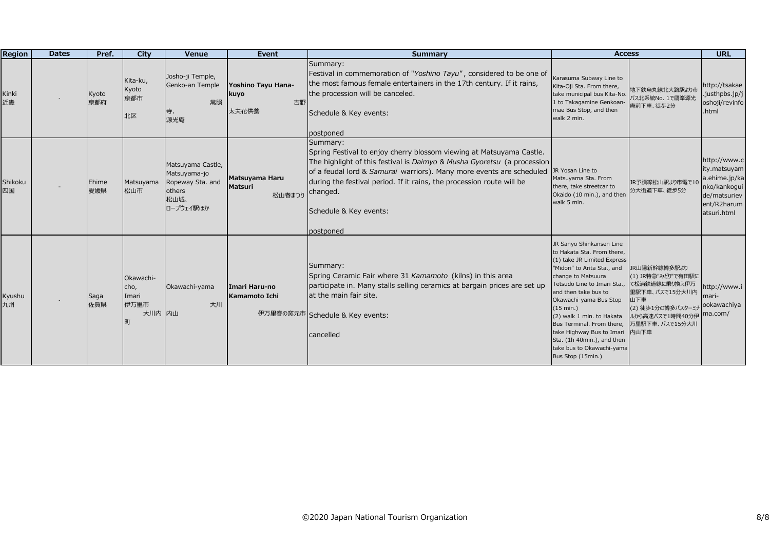| Region | Dates | Pref. | City | Venue | Event | Summary | Access | | URL |
|---|---|---|---|---|---|---|---|---|---|
| Kinki 近畿 | - | Kyoto 京都府 | Kita-ku, Kyoto 京都市 北区 | Josho-ji Temple, Genko-an Temple 常照寺、源光庵 | **Yoshino Tayu Hana-kuyo** 吉野太夫花供養 | Summary: Festival in commemoration of "*Yoshino Tayu*", considered to be one of the most famous female entertainers in the 17th century. If it rains, the procession will be canceled. Schedule & Key events: postponed | Karasuma Subway Line to Kita-Oji Sta. From there, take municipal bus Kita-No. 1 to Takagamine Genkoan-mae Bus Stop, and then walk 2 min. | 地下鉄烏丸線北大路駅より市バス北系統No. 1で鷹峯源光庵前下車、徒歩2分 | http://tsakae.justhpbs.jp/joshoji/revinfo.html |
| Shikoku 四国 | - | Ehime 愛媛県 | Matsuyama 松山市 | Matsuyama Castle, Matsuyama-jo Ropeway Sta. and others 松山城、ロープウェイ駅ほか | **Matsuyama Haru Matsuri** 松山春まつり | Summary: Spring Festival to enjoy cherry blossom viewing at Matsuyama Castle. The highlight of this festival is *Daimyo & Musha Gyoretsu* (a procession of a feudal lord & *Samurai* warriors). Many more events are scheduled during the festival period. If it rains, the procession route will be changed. Schedule & Key events: postponed | JR Yosan Line to Matsuyama Sta. From there, take streetcar to Okaido (10 min.), and then walk 5 min. | JR予讃線松山駅より市電で10分大街道下車、徒歩5分 | http://www.city.matsuyama.ehime.jp/kanko/kankoguide/matsuriev ent/R2harumatsuri.html |
| Kyushu 九州 | - | Saga 佐賀県 | Okawachi-cho, Imari 伊万里市 大川内町 | Okawachi-yama 大川内山 | **Imari Haru-no Kamamoto Ichi** 伊万里春の窯元市 | Summary: Spring Ceramic Fair where 31 *Kamamoto* (kilns) in this area participate in. Many stalls selling ceramics at bargain prices are set up at the main fair site. Schedule & Key events: cancelled | JR Sanyo Shinkansen Line to Hakata Sta. From there, (1) take JR Limited Express "Midori" to Arita Sta., and change to Matsuura Tetsudo Line to Imari Sta., and then take bus to Okawachi-yama Bus Stop (15 min.) (2) walk 1 min. to Hakata Bus Terminal. From there, take Highway Bus to Imari Sta. (1h 40min.), and then take bus to Okawachi-yama Bus Stop (15min.) | JR山陽新幹線博多駅より (1) JR特急"みどり"で有田駅にて松浦鉄道線に乗り換え伊万里駅下車、バスで15分大川内山下車 (2) 徒歩1分の博多バスターミナルから高速バスで1時間40分伊万里駅下車、バスで15分大川内山下車 | http://www.imari-ookawachiyama.com/ |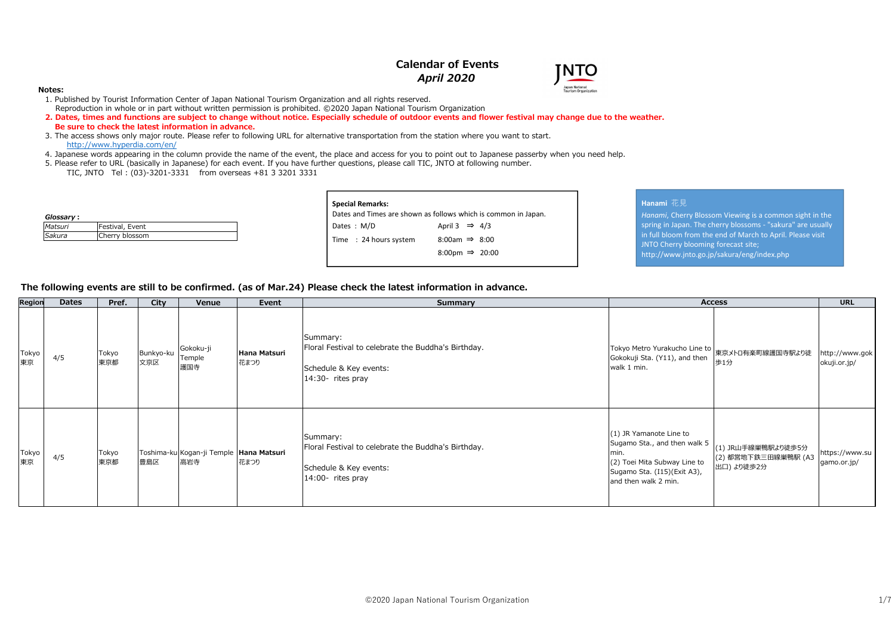# Calendar of Events
## *April 2020*

**Notes:**

1. Published by Tourist Information Center of Japan National Tourism Organization and all rights reserved.
   Reproduction in whole or in part without written permission is prohibited. ©2020 Japan National Tourism Organization
2. **Dates, times and functions are subject to change without notice. Especially schedule of outdoor events and flower festival may change due to the weather.**
   **Be sure to check the latest information in advance.**
3. The access shows only major route. Please refer to following URL for alternative transportation from the station where you want to start.
   http://www.hyperdia.com/en/
4. Japanese words appearing in the column provide the name of the event, the place and access for you to point out to Japanese passerby when you need help.
5. Please refer to URL (basically in Japanese) for each event. If you have further questions, please call TIC, JNTO at following number.
   TIC, JNTO　Tel : (03)-3201-3331　from overseas +81 3 3201 3331

***Glossary :***

| | |
|---|---|
| *Matsuri* | Festival, Event |
| *Sakura* | Cherry blossom |

**Special Remarks:**
Dates and Times are shown as follows which is common in Japan.

| | | |
|---|---|---|
| Dates : M/D | April 3 ⇒ 4/3 |
| Time : 24 hours system | 8:00am ⇒ 8:00 |
| | 8:00pm ⇒ 20:00 |

**Hanami** 花見
*Hanami*, Cherry Blossom Viewing is a common sight in the spring in Japan. The cherry blossoms - "sakura" are usually in full bloom from the end of March to April. Please visit JNTO Cherry blooming forecast site;
http://www.jnto.go.jp/sakura/eng/index.php

### The following events are still to be confirmed. (as of Mar.24) Please check the latest information in advance.

| Region | Dates | Pref. | City | Venue | Event | Summary | Access | | URL |
|---|---|---|---|---|---|---|---|---|---|
| Tokyo 東京 | 4/5 | Tokyo 東京都 | Bunkyo-ku 文京区 | Gokoku-ji Temple 護国寺 | **Hana Matsuri** 花まつり | Summary:<br>Floral Festival to celebrate the Buddha's Birthday.<br><br>Schedule & Key events:<br>14:30- rites pray | Tokyo Metro Yurakucho Line to Gokokuji Sta. (Y11), and then walk 1 min. | 東京メトロ有楽町線護国寺駅より徒歩1分 | http://www.gokokuji.or.jp/ |
| Tokyo 東京 | 4/5 | Tokyo 東京都 | Toshima-ku 豊島区 | Kogan-ji Temple 高岩寺 | **Hana Matsuri** 花まつり | Summary:<br>Floral Festival to celebrate the Buddha's Birthday.<br><br>Schedule & Key events:<br>14:00- rites pray | (1) JR Yamanote Line to Sugamo Sta., and then walk 5 min.<br>(2) Toei Mita Subway Line to Sugamo Sta. (I15)(Exit A3), and then walk 2 min. | (1) JR山手線巣鴨駅より徒歩5分<br>(2) 都営地下鉄三田線巣鴨駅 (A3出口) より徒歩2分 | https://www.sugamo.or.jp/ |

©2020 Japan National Tourism Organization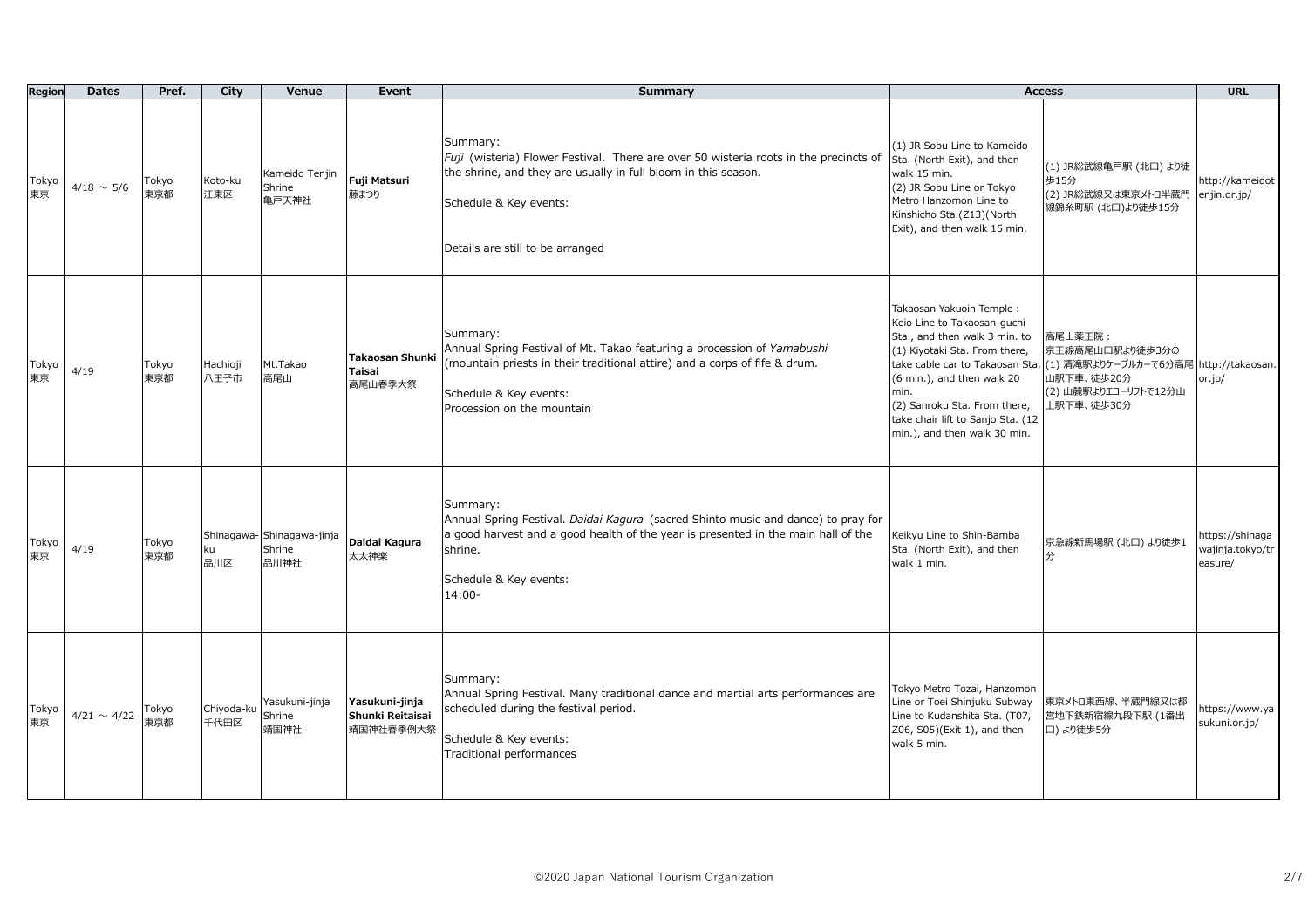| Region | Dates | Pref. | City | Venue | Event | Summary | Access | | URL |
|---|---|---|---|---|---|---|---|---|---|
| Tokyo 東京 | 4/18 ～ 5/6 | Tokyo 東京都 | Koto-ku 江東区 | Kameido Tenjin Shrine 亀戸天神社 | **Fuji Matsuri** 藤まつり | Summary: *Fuji* (wisteria) Flower Festival. There are over 50 wisteria roots in the precincts of the shrine, and they are usually in full bloom in this season. Schedule & Key events: Details are still to be arranged | (1) JR Sobu Line to Kameido Sta. (North Exit), and then walk 15 min. (2) JR Sobu Line or Tokyo Metro Hanzomon Line to Kinshicho Sta.(Z13)(North Exit), and then walk 15 min. | (1) JR総武線亀戸駅 (北口) より徒歩15分 (2) JR総武線又は東京メトロ半蔵門線錦糸町駅 (北口)より徒歩15分 | http://kameidotenjin.or.jp/ |
| Tokyo 東京 | 4/19 | Tokyo 東京都 | Hachioji 八王子市 | Mt.Takao 高尾山 | **Takaosan Shunki Taisai** 高尾山春季大祭 | Summary: Annual Spring Festival of Mt. Takao featuring a procession of *Yamabushi* (mountain priests in their traditional attire) and a corps of fife & drum. Schedule & Key events: Procession on the mountain | Takaosan Yakuoin Temple : Keio Line to Takaosan-guchi Sta., and then walk 3 min. to (1) Kiyotaki Sta. From there, take cable car to Takaosan Sta. (6 min.), and then walk 20 min. (2) Sanroku Sta. From there, take chair lift to Sanjo Sta. (12 min.), and then walk 30 min. | 高尾山薬王院：京王線高尾山口駅より徒歩3分の (1) 清滝駅よりケーブルカーで6分高尾山駅下車、徒歩20分 (2) 山麓駅よりエコーリフトで12分山上駅下車、徒歩30分 | http://takaosan.or.jp/ |
| Tokyo 東京 | 4/19 | Tokyo 東京都 | Shinagawa-ku 品川区 | Shinagawa-jinja Shrine 品川神社 | **Daidai Kagura** 太太神楽 | Summary: Annual Spring Festival. *Daidai Kagura* (sacred Shinto music and dance) to pray for a good harvest and a good health of the year is presented in the main hall of the shrine. Schedule & Key events: 14:00- | Keikyu Line to Shin-Bamba Sta. (North Exit), and then walk 1 min. | 京急線新馬場駅 (北口) より徒歩1分 | https://shinagawajinja.tokyo/treasure/ |
| Tokyo 東京 | 4/21 ～ 4/22 | Tokyo 東京都 | Chiyoda-ku 千代田区 | Yasukuni-jinja Shrine 靖国神社 | **Yasukuni-jinja Shunki Reitaisai** 靖国神社春季例大祭 | Summary: Annual Spring Festival. Many traditional dance and martial arts performances are scheduled during the festival period. Schedule & Key events: Traditional performances | Tokyo Metro Tozai, Hanzomon Line or Toei Shinjuku Subway Line to Kudanshita Sta. (T07, Z06, S05)(Exit 1), and then walk 5 min. | 東京メトロ東西線、半蔵門線又は都営地下鉄新宿線九段下駅 (1番出口) より徒歩5分 | https://www.yasukuni.or.jp/ |

©2020 Japan National Tourism Organization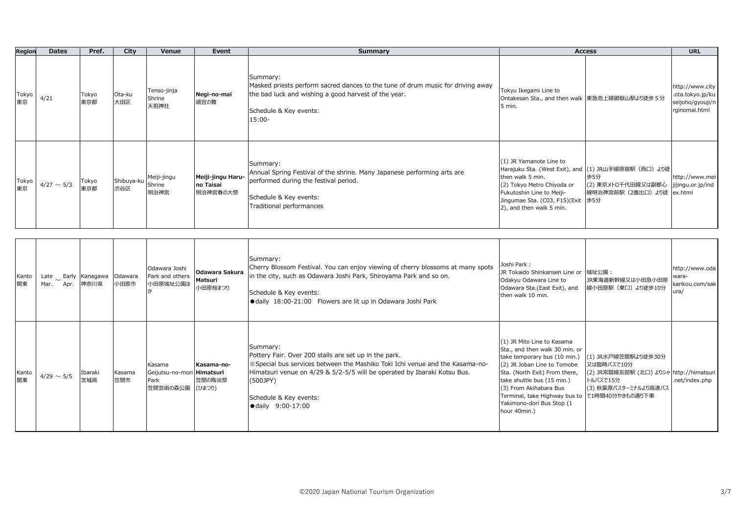| Region | Dates | Pref. | City | Venue | Event | Summary | Access | | URL |
|---|---|---|---|---|---|---|---|---|---|
| Tokyo 東京 | 4/21 | Tokyo 東京都 | Ota-ku 大田区 | Tenso-jinja Shrine 天祖神社 | **Negi-no-mai** 禰宜の舞 | Summary: Masked priests perform sacred dances to the tune of drum music for driving away the bad luck and wishing a good harvest of the year. Schedule & Key events: 15:00- | Tokyu Ikegami Line to Ontakesan Sta., and then walk 5 min. | 東急池上線御嶽山駅より徒歩５分 | http://www.city.ota.tokyo.jp/kuseijoho/gyouji/nrginomai.html |
| Tokyo 東京 | 4/27 ～ 5/3 | Tokyo 東京都 | Shibuya-ku 渋谷区 | Meiji-jingu Shrine 明治神宮 | **Meiji-jingu Haru-no Taisai** 明治神宮春の大祭 | Summary: Annual Spring Festival of the shrine. Many Japanese performing arts are performed during the festival period. Schedule & Key events: Traditional performances | (1) JR Yamanote Line to Harajuku Sta. (West Exit), and then walk 5 min. (2) Tokyo Metro Chiyoda or Fukutoshin Line to Meiji-Jingumae Sta. (C03, F15)(Exit 2), and then walk 5 min. | (1) JR山手線原宿駅（西口）より徒歩5分 (2) 東京メトロ千代田線又は副都心線明治神宮前駅（2番出口）より徒歩5分 | http://www.meijijingu.or.jp/index.html |
| Kanto 関東 | Late Mar. ～ Early Apr. | Kanagawa 神奈川県 | Odawara 小田原市 | Odawara Joshi Park and others 小田原城址公園ほか | **Odawara Sakura Matsuri** 小田原桜まつり | Summary: Cherry Blossom Festival. You can enjoy viewing of cherry blossoms at many spots in the city, such as Odawara Joshi Park, Shiroyama Park and so on. Schedule & Key events: ●daily 18:00-21:00 Flowers are lit up in Odawara Joshi Park | Joshi Park : JR Tokaido Shinkansen Line or Odakyu Odawara Line to Odawara Sta.(East Exit), and then walk 10 min. | 城址公園：JR東海道新幹線又は小田急小田原線小田原駅（東口）より徒歩10分 | http://www.odawara-kankou.com/sakura/ |
| Kanto 関東 | 4/29 ～ 5/5 | Ibaraki 茨城県 | Kasama 笠間市 | Kasama Geijutsu-no-mori Park 笠間芸術の森公園 | **Kasama-no-Himatsuri** 笠間の陶炎祭（ひまつり） | Summary: Pottery Fair. Over 200 stalls are set up in the park. ※Special bus services between the Mashiko Toki Ichi venue and the Kasama-no-Himatsuri venue on 4/29 & 5/2-5/5 will be operated by Ibaraki Kotsu Bus. (500JPY) Schedule & Key events: ●daily 9:00-17:00 | (1) JR Mito Line to Kasama Sta., and then walk 30 min. or take temporary bus (10 min.) (2) JR Joban Line to Tomobe Sta. (North Exit) From there, take shuttle bus (15 min.) (3) From Akihabara Bus Terminal, take Highway bus to Yakimono-dori Bus Stop (1 hour 40min.) | (1) JR水戸線笠間駅より徒歩30分又は臨時バスで10分 (2) JR常磐線友部駅（北口）よりシャトルバスで15分 (3) 秋葉原バスターミナルより高速バスで1時間40分やきもの通り下車 | http://himatsuri.net/index.php |

©2020 Japan National Tourism Organization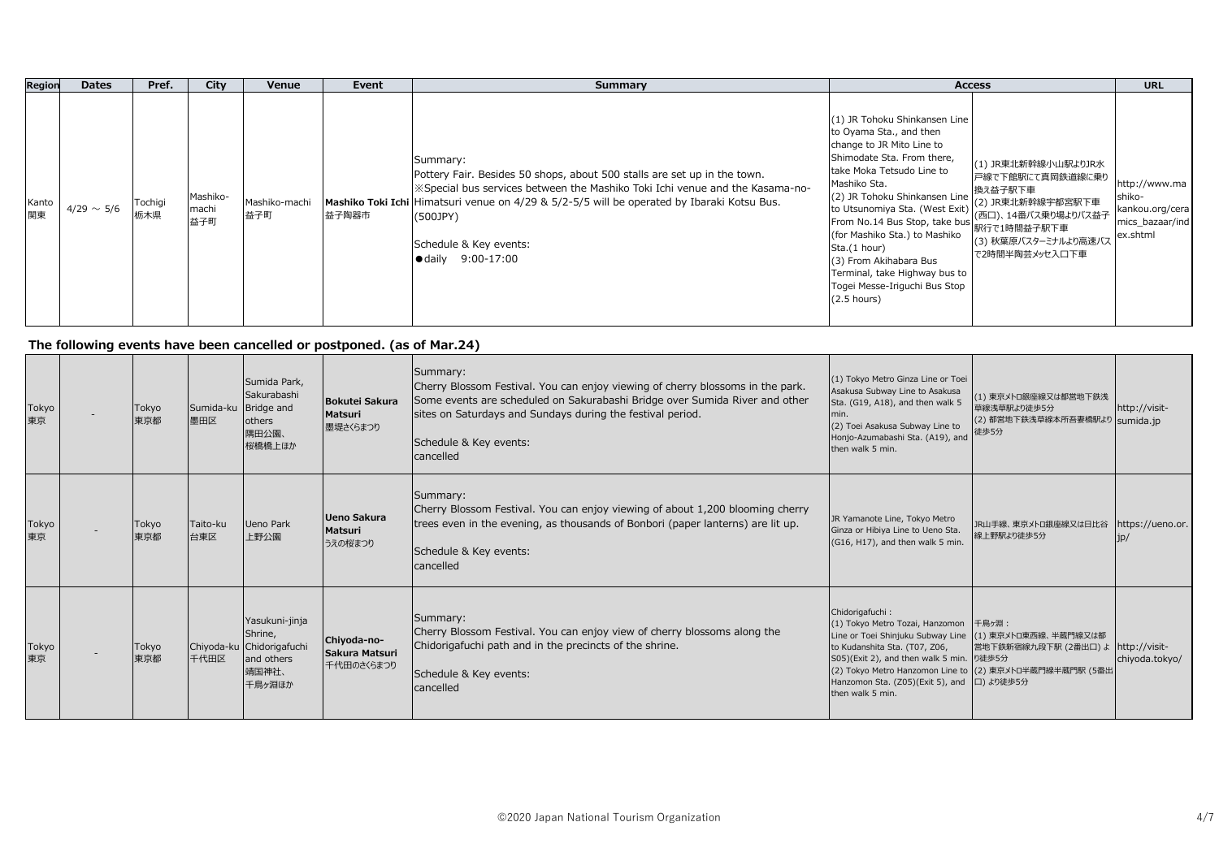| Region | Dates | Pref. | City | Venue | Event | Summary | Access | | URL |
|---|---|---|---|---|---|---|---|---|---|
| Kanto 関東 | 4/29 ～ 5/6 | Tochigi 栃木県 | Mashiko-machi 益子町 | Mashiko-machi 益子町 | **Mashiko Toki Ichi** 益子陶器市 | Summary:<br>Pottery Fair. Besides 50 shops, about 500 stalls are set up in the town.<br>※Special bus services between the Mashiko Toki Ichi venue and the Kasama-no-Himatsuri venue on 4/29 & 5/2-5/5 will be operated by Ibaraki Kotsu Bus. (500JPY)<br><br>Schedule & Key events:<br>●daily 9:00-17:00 | (1) JR Tohoku Shinkansen Line to Oyama Sta., and then change to JR Mito Line to Shimodate Sta. From there, take Moka Tetsudo Line to Mashiko Sta.<br>(2) JR Tohoku Shinkansen Line to Utsunomiya Sta. (West Exit) From No.14 Bus Stop, take bus (for Mashiko Sta.) to Mashiko Sta.(1 hour)<br>(3) From Akihabara Bus Terminal, take Highway bus to Togei Messe-Iriguchi Bus Stop (2.5 hours) | (1) JR東北新幹線小山駅よりJR水戸線で下館駅にて真岡鉄道線に乗り換え益子駅下車<br>(2) JR東北新幹線宇都宮駅下車(西口)、14番バス乗り場よりバス益子駅行で1時間益子駅下車<br>(3) 秋葉原バスターミナルより高速バスで2時間半陶芸メッセ入口下車 | http://www.mashiko-kankou.org/ceramics_bazaar/index.shtml |

**The following events have been cancelled or postponed. (as of Mar.24)**

| Region | Dates | Pref. | City | Venue | Event | Summary | Access | | URL |
|---|---|---|---|---|---|---|---|---|---|
| Tokyo 東京 | - | Tokyo 東京都 | Sumida-ku 墨田区 | Sumida Park, Sakurabashi Bridge and others<br>隅田公園、桜橋上ほか | **Bokutei Sakura Matsuri** 墨堤さくらまつり | Summary:<br>Cherry Blossom Festival. You can enjoy viewing of cherry blossoms in the park. Some events are scheduled on Sakurabashi Bridge over Sumida River and other sites on Saturdays and Sundays during the festival period.<br><br>Schedule & Key events:<br>cancelled | (1) Tokyo Metro Ginza Line or Toei Asakusa Subway Line to Asakusa Sta. (G19, A18), and then walk 5 min.<br>(2) Toei Asakusa Subway Line to Honjo-Azumabashi Sta. (A19), and then walk 5 min. | (1) 東京メトロ銀座線又は都営地下鉄浅草線浅草駅より徒歩5分<br>(2) 都営地下鉄浅草線本所吾妻橋駅より徒歩5分 | http://visit-sumida.jp |
| Tokyo 東京 | - | Tokyo 東京都 | Taito-ku 台東区 | Ueno Park 上野公園 | **Ueno Sakura Matsuri** うえの桜まつり | Summary:<br>Cherry Blossom Festival. You can enjoy viewing of about 1,200 blooming cherry trees even in the evening, as thousands of Bonbori (paper lanterns) are lit up.<br><br>Schedule & Key events:<br>cancelled | JR Yamanote Line, Tokyo Metro Ginza or Hibiya Line to Ueno Sta. (G16, H17), and then walk 5 min. | JR山手線、東京メトロ銀座線又は日比谷線上野駅より徒歩5分 | https://ueno.or.jp/ |
| Tokyo 東京 | - | Tokyo 東京都 | Chiyoda-ku 千代田区 | Yasukuni-jinja Shrine, Chidorigafuchi and others<br>靖国神社、千鳥ヶ淵ほか | **Chiyoda-no-Sakura Matsuri** 千代田のさくらまつり | Summary:<br>Cherry Blossom Festival. You can enjoy view of cherry blossoms along the Chidorigafuchi path and in the precincts of the shrine.<br><br>Schedule & Key events:<br>cancelled | Chidorigafuchi :<br>(1) Tokyo Metro Tozai, Hanzomon Line or Toei Shinjuku Subway Line to Kudanshita Sta. (T07, Z06, S05)(Exit 2), and then walk 5 min.<br>(2) Tokyo Metro Hanzomon Line to Hanzomon Sta. (Z05)(Exit 5), and then walk 5 min. | 千鳥ヶ淵：<br>(1) 東京メトロ東西線、半蔵門線又は都営地下鉄新宿線九段下駅 (2番出口) より徒歩5分<br>(2) 東京メトロ半蔵門線半蔵門駅 (5番出口) より徒歩5分 | http://visit-chiyoda.tokyo/ |

©2020 Japan National Tourism Organization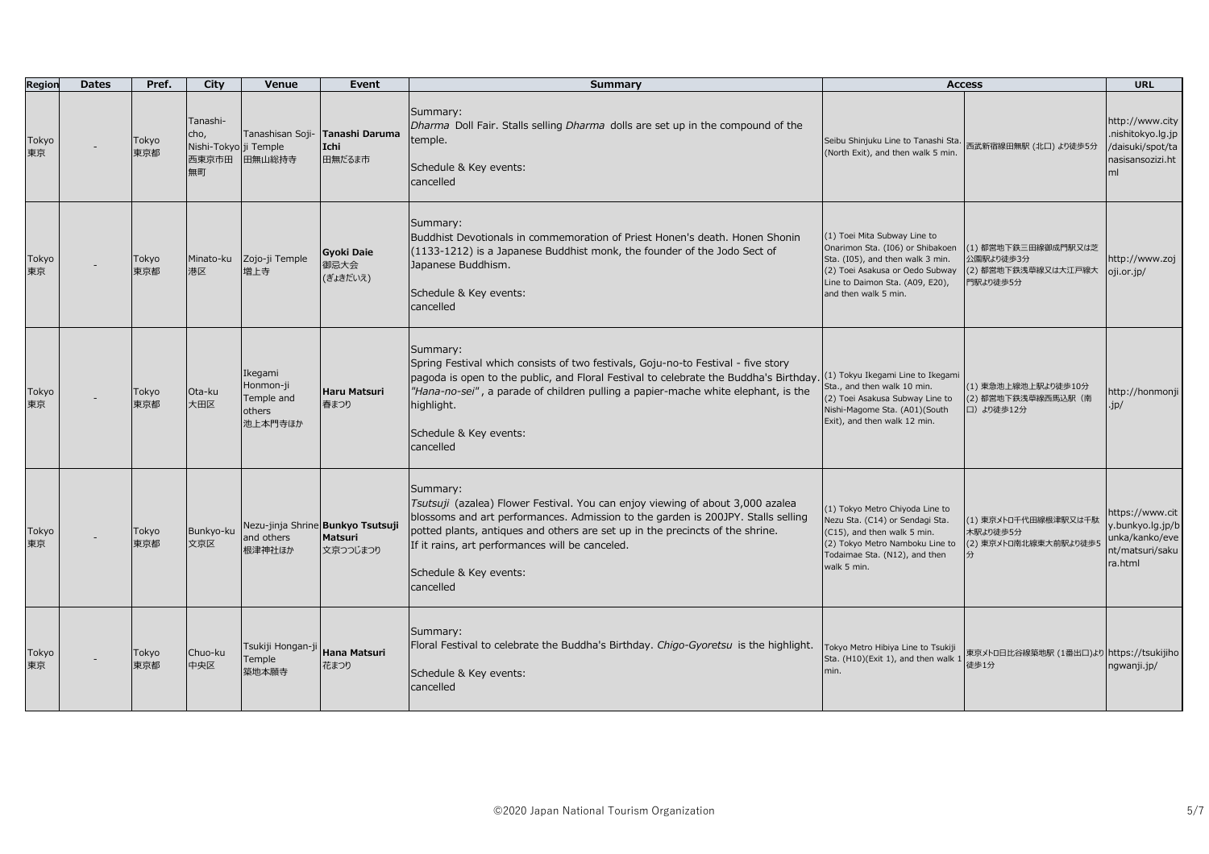| Region | Dates | Pref. | City | Venue | Event | Summary | Access | | URL |
|---|---|---|---|---|---|---|---|---|---|
| Tokyo 東京 | - | Tokyo 東京都 | Tanashi-cho, Nishi-Tokyo 西東京市田無町 | Tanashisan Soji-ji Temple 田無山総持寺 | **Tanashi Daruma Ichi** 田無だるま市 | Summary:<br>*Dharma* Doll Fair. Stalls selling *Dharma* dolls are set up in the compound of the temple.<br><br>Schedule & Key events:<br>cancelled | Seibu Shinjuku Line to Tanashi Sta. (North Exit), and then walk 5 min. | 西武新宿線田無駅 (北口) より徒歩5分 | http://www.city.nishitokyo.lg.jp/daisuki/spot/tanasisansozizi.html |
| Tokyo 東京 | - | Tokyo 東京都 | Minato-ku 港区 | Zojo-ji Temple 増上寺 | **Gyoki Daie** 御忌大会 (ぎょきだいえ) | Summary:<br>Buddhist Devotionals in commemoration of Priest Honen's death. Honen Shonin (1133-1212) is a Japanese Buddhist monk, the founder of the Jodo Sect of Japanese Buddhism.<br><br>Schedule & Key events:<br>cancelled | (1) Toei Mita Subway Line to Onarimon Sta. (I06) or Shibakoen Sta. (I05), and then walk 3 min.<br>(2) Toei Asakusa or Oedo Subway Line to Daimon Sta. (A09, E20), and then walk 5 min. | (1) 都営地下鉄三田線御成門駅又は芝公園駅より徒歩3分<br>(2) 都営地下鉄浅草線又は大江戸線大門駅より徒歩5分 | http://www.zojoji.or.jp/ |
| Tokyo 東京 | - | Tokyo 東京都 | Ota-ku 大田区 | Ikegami Honmon-ji Temple and others 池上本門寺ほか | **Haru Matsuri** 春まつり | Summary:<br>Spring Festival which consists of two festivals, Goju-no-to Festival - five story pagoda is open to the public, and Floral Festival to celebrate the Buddha's Birthday. *"Hana-no-sei"*, a parade of children pulling a papier-mache white elephant, is the highlight.<br><br>Schedule & Key events:<br>cancelled | (1) Tokyu Ikegami Line to Ikegami Sta., and then walk 10 min.<br>(2) Toei Asakusa Subway Line to Nishi-Magome Sta. (A01)(South Exit), and then walk 12 min. | (1) 東急池上線池上駅より徒歩10分<br>(2) 都営地下鉄浅草線西馬込駅（南口）より徒歩12分 | http://honmonji.jp/ |
| Tokyo 東京 | - | Tokyo 東京都 | Bunkyo-ku 文京区 | Nezu-jinja Shrine and others 根津神社ほか | **Bunkyo Tsutsuji Matsuri** 文京つつじまつり | Summary:<br>*Tsutsuji* (azalea) Flower Festival. You can enjoy viewing of about 3,000 azalea blossoms and art performances. Admission to the garden is 200JPY. Stalls selling potted plants, antiques and others are set up in the precincts of the shrine.<br>If it rains, art performances will be canceled.<br><br>Schedule & Key events:<br>cancelled | (1) Tokyo Metro Chiyoda Line to Nezu Sta. (C14) or Sendagi Sta. (C15), and then walk 5 min.<br>(2) Tokyo Metro Namboku Line to Todaimae Sta. (N12), and then walk 5 min. | (1) 東京メトロ千代田線根津駅又は千駄木駅より徒歩5分<br>(2) 東京メトロ南北線東大前駅より徒歩5分 | https://www.city.bunkyo.lg.jp/bunka/kanko/event/matsuri/sakura.html |
| Tokyo 東京 | - | Tokyo 東京都 | Chuo-ku 中央区 | Tsukiji Hongan-ji Temple 築地本願寺 | **Hana Matsuri** 花まつり | Summary:<br>Floral Festival to celebrate the Buddha's Birthday. *Chigo-Gyoretsu* is the highlight.<br><br>Schedule & Key events:<br>cancelled | Tokyo Metro Hibiya Line to Tsukiji Sta. (H10)(Exit 1), and then walk 1 min. | 東京メトロ日比谷線築地駅 (1番出口)より徒歩1分 | https://tsukijihongwanji.jp/ |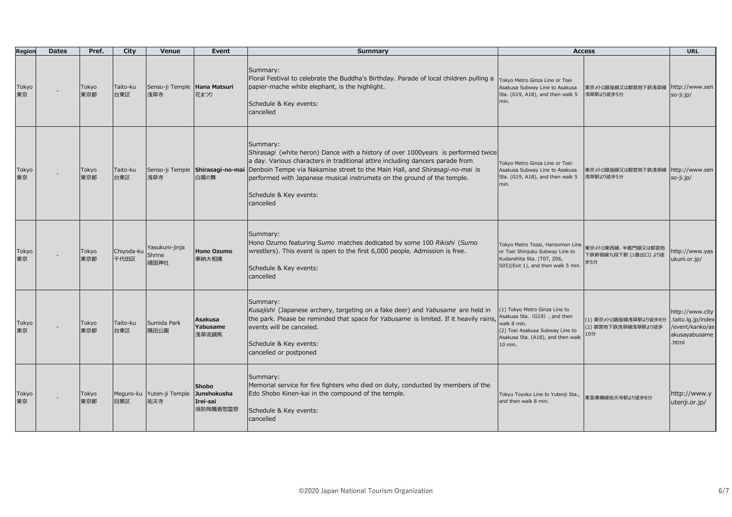| Region | Dates | Pref. | City | Venue | Event | Summary | Access | | URL |
|---|---|---|---|---|---|---|---|---|---|
| Tokyo 東京 | - | Tokyo 東京都 | Taito-ku 台東区 | Senso-ji Temple 浅草寺 | **Hana Matsuri** 花まつり | Summary:<br>Floral Festival to celebrate the Buddha's Birthday. Parade of local children pulling a papier-mache white elephant, is the highlight.<br><br>Schedule & Key events:<br>cancelled | Tokyo Metro Ginza Line or Toei Asakusa Subway Line to Asakusa Sta. (G19, A18), and then walk 5 min. | 東京メトロ銀座線又は都営地下鉄浅草線浅草駅より徒歩5分 | http://www.senso-ji.jp/ |
| Tokyo 東京 | - | Tokyo 東京都 | Taito-ku 台東区 | Senso-ji Temple 浅草寺 | **Shirasagi-no-mai** 白鷺の舞 | Summary:<br>*Shirasagi* (white heron) Dance with a history of over 1000years is performed twice a day. Various characters in traditional attire including dancers parade from Denboin Tempe via Nakamise street to the Main Hall, and *Shirasagi-no-mai* is performed with Japanese musical instrumets on the ground of the temple.<br><br>Schedule & Key events:<br>cancelled | Tokyo Metro Ginza Line or Toei Asakusa Subway Line to Asakusa Sta. (G19, A18), and then walk 5 min. | 東京メトロ銀座線又は都営地下鉄浅草線浅草駅より徒歩5分 | http://www.senso-ji.jp/ |
| Tokyo 東京 | - | Tokyo 東京都 | Chiyoda-ku 千代田区 | Yasukuni-jinja Shrine 靖国神社 | **Hono Ozumo** 奉納大相撲 | Summary:<br>Hono Ozumo featuring *Sumo* matches dedicated by some 100 *Rikishi* (*Sumo* wrestlers). This event is open to the first 6,000 people. Admission is free.<br><br>Schedule & Key events:<br>cancelled | Tokyo Metro Tozai, Hanzomon Line or Toei Shinjuku Subway Line to Kudanshita Sta. (T07, Z06, S05)(Exit 1), and then walk 5 min. | 東京メトロ東西線、半蔵門線又は都営地下鉄新宿線九段下駅 (1番出口) より徒歩5分 | http://www.yasukuni.or.jp/ |
| Tokyo 東京 | - | Tokyo 東京都 | Taito-ku 台東区 | Sumida Park 隅田公園 | **Asakusa Yabusame** 浅草流鏑馬 | Summary:<br>*Kusajishi* (Japanese archery, targeting on a fake deer) and *Yabusame* are held in the park. Please be reminded that space for *Yabusame* is limited. If it heavily rains, events will be canceled.<br><br>Schedule & Key events:<br>cancelled or postponed | (1) Tokyo Metro Ginza Line to Asakusa Sta. (G19) , and then walk 8 min.<br>(2) Toei Asakusa Subway Line to Asakusa Sta. (A18), and then walk 10 min. | (1) 東京メトロ銀座線浅草駅より徒歩8分<br>(2) 都営地下鉄浅草線浅草駅より徒歩10分 | http://www.city.taito.lg.jp/index/event/kanko/asakusayabusame.html |
| Tokyo 東京 | - | Tokyo 東京都 | Meguro-ku 目黒区 | Yuten-ji Temple 祐天寺 | **Shobo Junshokusha Irei-sai** 消防殉職者慰霊祭 | Summary:<br>Memorial service for fire fighters who died on duty, conducted by members of the Edo Shobo Kinen-kai in the compound of the temple.<br><br>Schedule & Key events:<br>cancelled | Tokyu Toyoko Line to Yutenji Sta., and then walk 8 min. | 東急東横線祐天寺駅より徒歩8分 | http://www.yutenji.or.jp/ |

©2020 Japan National Tourism Organization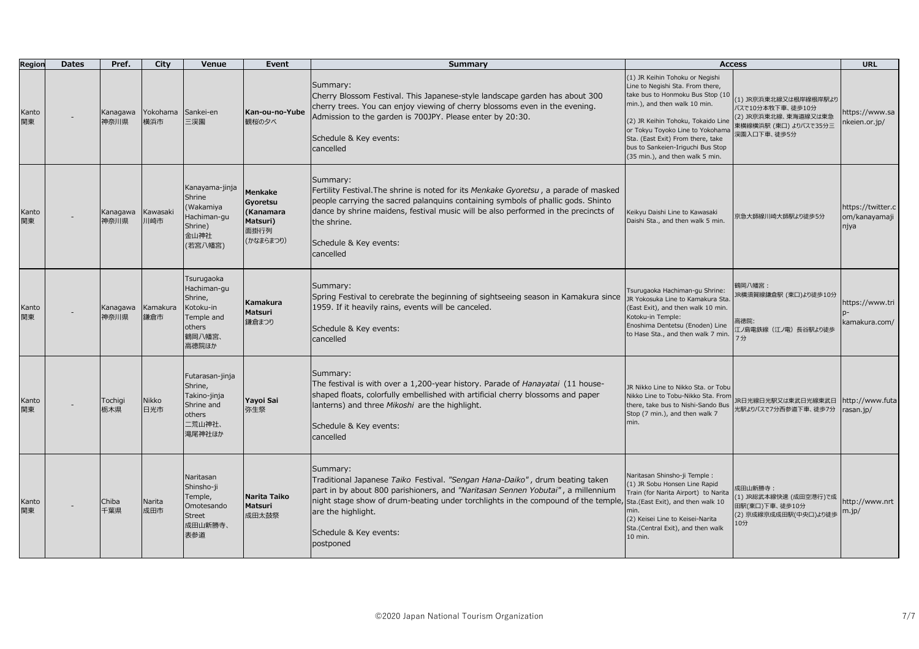| Region | Dates | Pref. | City | Venue | Event | Summary | Access | | URL |
|---|---|---|---|---|---|---|---|---|---|
| Kanto 関東 | - | Kanagawa 神奈川県 | Yokohama 横浜市 | Sankei-en 三渓園 | **Kan-ou-no-Yube** 観桜の夕べ | Summary:<br>Cherry Blossom Festival. This Japanese-style landscape garden has about 300 cherry trees. You can enjoy viewing of cherry blossoms even in the evening. Admission to the garden is 700JPY. Please enter by 20:30.<br><br>Schedule & Key events:<br>cancelled | (1) JR Keihin Tohoku or Negishi Line to Negishi Sta. From there, take bus to Honmoku Bus Stop (10 min.), and then walk 10 min.<br><br>(2) JR Keihin Tohoku, Tokaido Line or Tokyu Toyoko Line to Yokohama Sta. (East Exit) From there, take bus to Sankeien-Iriguchi Bus Stop (35 min.), and then walk 5 min. | (1) JR京浜東北線又は根岸線根岸駅よりバスで10分本牧下車、徒歩10分<br>(2) JR京浜東北線、東海道線又は東急東横線横浜駅 (東口) よりバスで35分三渓園入口下車、徒歩5分 | https://www.sankeien.or.jp/ |
| Kanto 関東 | - | Kanagawa 神奈川県 | Kawasaki 川崎市 | Kanayama-jinja Shrine (Wakamiya Hachiman-gu Shrine) 金山神社 (若宮八幡宮) | **Menkake Gyoretsu (Kanamara Matsuri)** 面掛行列 (かなまらまつり) | Summary:<br>Fertility Festival.The shrine is noted for its *Menkake Gyoretsu* , a parade of masked people carrying the sacred palanquins containing symbols of phallic gods. Shinto dance by shrine maidens, festival music will be also performed in the precincts of the shrine.<br><br>Schedule & Key events:<br>cancelled | Keikyu Daishi Line to Kawasaki Daishi Sta., and then walk 5 min. | 京急大師線川崎大師駅より徒歩5分 | https://twitter.com/kanayamajinja |
| Kanto 関東 | - | Kanagawa 神奈川県 | Kamakura 鎌倉市 | Tsurugaoka Hachiman-gu Shrine, Kotoku-in Temple and others 鶴岡八幡宮、高徳院ほか | **Kamakura Matsuri** 鎌倉まつり | Summary:<br>Spring Festival to cerebrate the beginning of sightseeing season in Kamakura since 1959. If it heavily rains, events will be canceled.<br><br>Schedule & Key events:<br>cancelled | Tsurugaoka Hachiman-gu Shrine: JR Yokosuka Line to Kamakura Sta. (East Exit), and then walk 10 min.<br>Kotoku-in Temple: Enoshima Dentetsu (Enoden) Line to Hase Sta., and then walk 7 min. | 鶴岡八幡宮：<br>JR横須賀線鎌倉駅 (東口)より徒歩10分<br><br>高徳院:<br>江ノ島電鉄線 (江ノ電) 長谷駅より徒歩7分 | https://www.trip-kamakura.com/ |
| Kanto 関東 | - | Tochigi 栃木県 | Nikko 日光市 | Futarasan-jinja Shrine, Takino-jinja Shrine and others 二荒山神社、滝尾神社ほか | **Yayoi Sai** 弥生祭 | Summary:<br>The festival is with over a 1,200-year history. Parade of *Hanayatai* (11 house-shaped floats, colorfully embellished with artificial cherry blossoms and paper lanterns) and three *Mikoshi* are the highlight.<br><br>Schedule & Key events:<br>cancelled | JR Nikko Line to Nikko Sta. or Tobu Nikko Line to Tobu-Nikko Sta. From there, take bus to Nishi-Sando Bus Stop (7 min.), and then walk 7 min. | JR日光線日光駅又は東武日光線東武日光駅よりバスで7分西参道下車、徒歩7分 | http://www.futarasan.jp/ |
| Kanto 関東 | - | Chiba 千葉県 | Narita 成田市 | Naritasan Shinsho-ji Temple, Omotesando Street 成田山新勝寺、表参道 | **Narita Taiko Matsuri** 成田太鼓祭 | Summary:<br>Traditional Japanese *Taiko* Festival. *"Sengan Hana-Daiko"* , drum beating taken part in by about 800 parishioners, and *"Naritasan Sennen Yobutai"* , a millennium night stage show of drum-beating under torchlights in the compound of the temple, are the highlight.<br><br>Schedule & Key events:<br>postponed | Naritasan Shinsho-ji Temple :<br>(1) JR Sobu Honsen Line Rapid Train (for Narita Airport) to Narita Sta.(East Exit), and then walk 10 min.<br>(2) Keisei Line to Keisei-Narita Sta.(Central Exit), and then walk 10 min. | 成田山新勝寺：<br>(1) JR総武本線快速 (成田空港行)で成田駅(東口)下車、徒歩10分<br>(2) 京成線京成成田駅(中央口)より徒歩10分 | http://www.nrtm.jp/ |